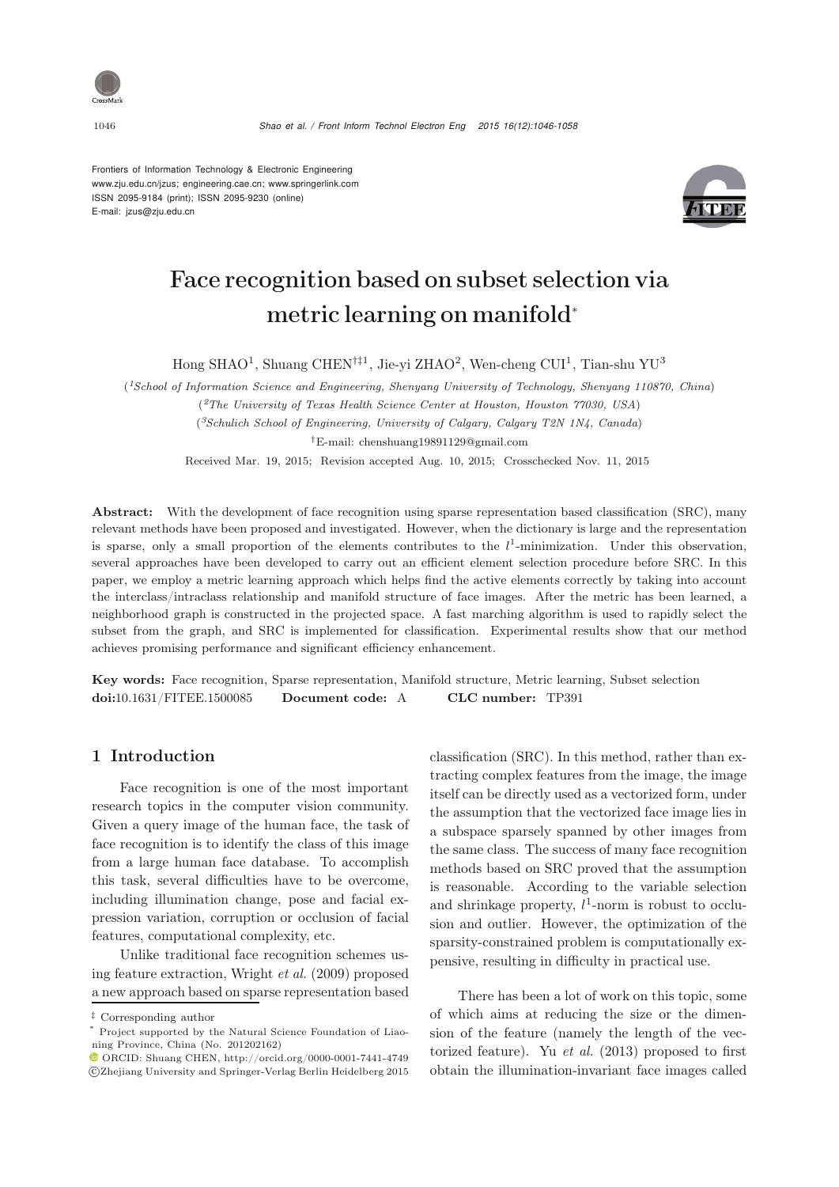Frontiers of Information Technology & Electronic Engineering
www.zju.edu.cn/jzus; engineering.cae.cn; www.springerlink.com
ISSN 2095-9184 (print); ISSN 2095-9230 (online)
E-mail: jzus@zju.edu.cn

# Face recognition based on subset selection via metric learning on manifold*

Hong SHAO[1], Shuang CHEN[†‡1], Jie-yi ZHAO[2], Wen-cheng CUI[1], Tian-shu YU[3]

([1]*School of Information Science and Engineering, Shenyang University of Technology, Shenyang 110870, China*)

([2]*The University of Texas Health Science Center at Houston, Houston 77030, USA*)

([3]*Schulich School of Engineering, University of Calgary, Calgary T2N 1N4, Canada*)

[†]E-mail: chenshuang19891129@gmail.com

Received Mar. 19, 2015; Revision accepted Aug. 10, 2015; Crosschecked Nov. 11, 2015

**Abstract:** With the development of face recognition using sparse representation based classification (SRC), many relevant methods have been proposed and investigated. However, when the dictionary is large and the representation is sparse, only a small proportion of the elements contributes to the $l^1$-minimization. Under this observation, several approaches have been developed to carry out an efficient element selection procedure before SRC. In this paper, we employ a metric learning approach which helps find the active elements correctly by taking into account the interclass/intraclass relationship and manifold structure of face images. After the metric has been learned, a neighborhood graph is constructed in the projected space. A fast marching algorithm is used to rapidly select the subset from the graph, and SRC is implemented for classification. Experimental results show that our method achieves promising performance and significant efficiency enhancement.

**Key words:** Face recognition, Sparse representation, Manifold structure, Metric learning, Subset selection

**doi:**10.1631/FITEE.1500085 **Document code:** A **CLC number:** TP391

## 1 Introduction

Face recognition is one of the most important research topics in the computer vision community. Given a query image of the human face, the task of face recognition is to identify the class of this image from a large human face database. To accomplish this task, several difficulties have to be overcome, including illumination change, pose and facial expression variation, corruption or occlusion of facial features, computational complexity, etc.

Unlike traditional face recognition schemes using feature extraction, Wright *et al.* (2009) proposed a new approach based on sparse representation based classification (SRC). In this method, rather than extracting complex features from the image, the image itself can be directly used as a vectorized form, under the assumption that the vectorized face image lies in a subspace sparsely spanned by other images from the same class. The success of many face recognition methods based on SRC proved that the assumption is reasonable. According to the variable selection and shrinkage property, $l^1$-norm is robust to occlusion and outlier. However, the optimization of the sparsity-constrained problem is computationally expensive, resulting in difficulty in practical use.

There has been a lot of work on this topic, some of which aims at reducing the size or the dimension of the feature (namely the length of the vectorized feature). Yu *et al.* (2013) proposed to first obtain the illumination-invariant face images called

‡ Corresponding author

* Project supported by the Natural Science Foundation of Liaoning Province, China (No. 201202162)

ORCID: Shuang CHEN, http://orcid.org/0000-0001-7441-4749

©Zhejiang University and Springer-Verlag Berlin Heidelberg 2015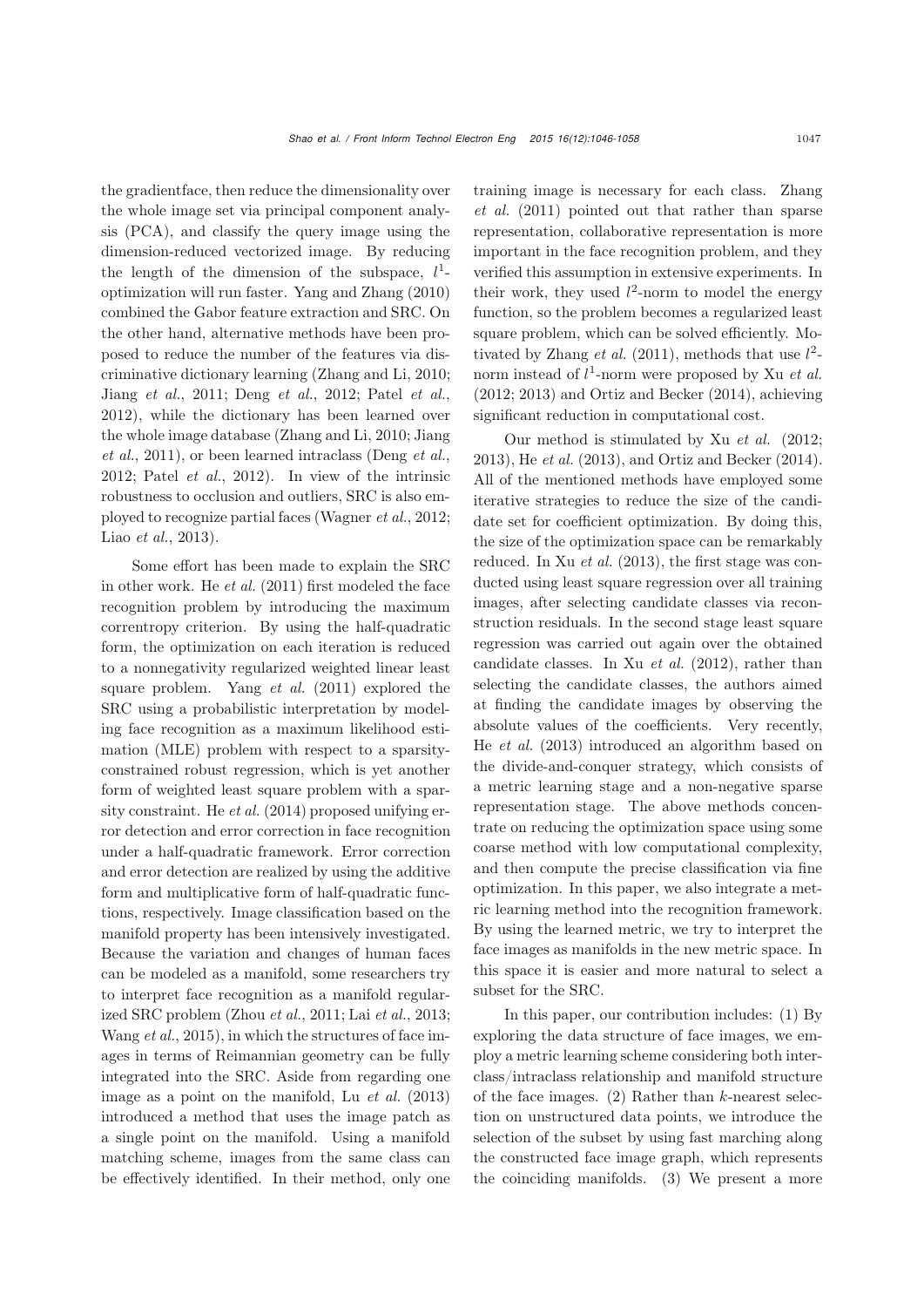the gradientface, then reduce the dimensionality over the whole image set via principal component analysis (PCA), and classify the query image using the dimension-reduced vectorized image. By reducing the length of the dimension of the subspace, $l^1$-optimization will run faster. Yang and Zhang (2010) combined the Gabor feature extraction and SRC. On the other hand, alternative methods have been proposed to reduce the number of the features via discriminative dictionary learning (Zhang and Li, 2010; Jiang *et al.*, 2011; Deng *et al.*, 2012; Patel *et al.*, 2012), while the dictionary has been learned over the whole image database (Zhang and Li, 2010; Jiang *et al.*, 2011), or been learned intraclass (Deng *et al.*, 2012; Patel *et al.*, 2012). In view of the intrinsic robustness to occlusion and outliers, SRC is also employed to recognize partial faces (Wagner *et al.*, 2012; Liao *et al.*, 2013).

Some effort has been made to explain the SRC in other work. He *et al.* (2011) first modeled the face recognition problem by introducing the maximum correntropy criterion. By using the half-quadratic form, the optimization on each iteration is reduced to a nonnegativity regularized weighted linear least square problem. Yang *et al.* (2011) explored the SRC using a probabilistic interpretation by modeling face recognition as a maximum likelihood estimation (MLE) problem with respect to a sparsity-constrained robust regression, which is yet another form of weighted least square problem with a sparsity constraint. He *et al.* (2014) proposed unifying error detection and error correction in face recognition under a half-quadratic framework. Error correction and error detection are realized by using the additive form and multiplicative form of half-quadratic functions, respectively. Image classification based on the manifold property has been intensively investigated. Because the variation and changes of human faces can be modeled as a manifold, some researchers try to interpret face recognition as a manifold regularized SRC problem (Zhou *et al.*, 2011; Lai *et al.*, 2013; Wang *et al.*, 2015), in which the structures of face images in terms of Reimannian geometry can be fully integrated into the SRC. Aside from regarding one image as a point on the manifold, Lu *et al.* (2013) introduced a method that uses the image patch as a single point on the manifold. Using a manifold matching scheme, images from the same class can be effectively identified. In their method, only one training image is necessary for each class. Zhang *et al.* (2011) pointed out that rather than sparse representation, collaborative representation is more important in the face recognition problem, and they verified this assumption in extensive experiments. In their work, they used $l^2$-norm to model the energy function, so the problem becomes a regularized least square problem, which can be solved efficiently. Motivated by Zhang *et al.* (2011), methods that use $l^2$-norm instead of $l^1$-norm were proposed by Xu *et al.* (2012; 2013) and Ortiz and Becker (2014), achieving significant reduction in computational cost.

Our method is stimulated by Xu *et al.* (2012; 2013), He *et al.* (2013), and Ortiz and Becker (2014). All of the mentioned methods have employed some iterative strategies to reduce the size of the candidate set for coefficient optimization. By doing this, the size of the optimization space can be remarkably reduced. In Xu *et al.* (2013), the first stage was conducted using least square regression over all training images, after selecting candidate classes via reconstruction residuals. In the second stage least square regression was carried out again over the obtained candidate classes. In Xu *et al.* (2012), rather than selecting the candidate classes, the authors aimed at finding the candidate images by observing the absolute values of the coefficients. Very recently, He *et al.* (2013) introduced an algorithm based on the divide-and-conquer strategy, which consists of a metric learning stage and a non-negative sparse representation stage. The above methods concentrate on reducing the optimization space using some coarse method with low computational complexity, and then compute the precise classification via fine optimization. In this paper, we also integrate a metric learning method into the recognition framework. By using the learned metric, we try to interpret the face images as manifolds in the new metric space. In this space it is easier and more natural to select a subset for the SRC.

In this paper, our contribution includes: (1) By exploring the data structure of face images, we employ a metric learning scheme considering both interclass/intraclass relationship and manifold structure of the face images. (2) Rather than $k$-nearest selection on unstructured data points, we introduce the selection of the subset by using fast marching along the constructed face image graph, which represents the coinciding manifolds. (3) We present a more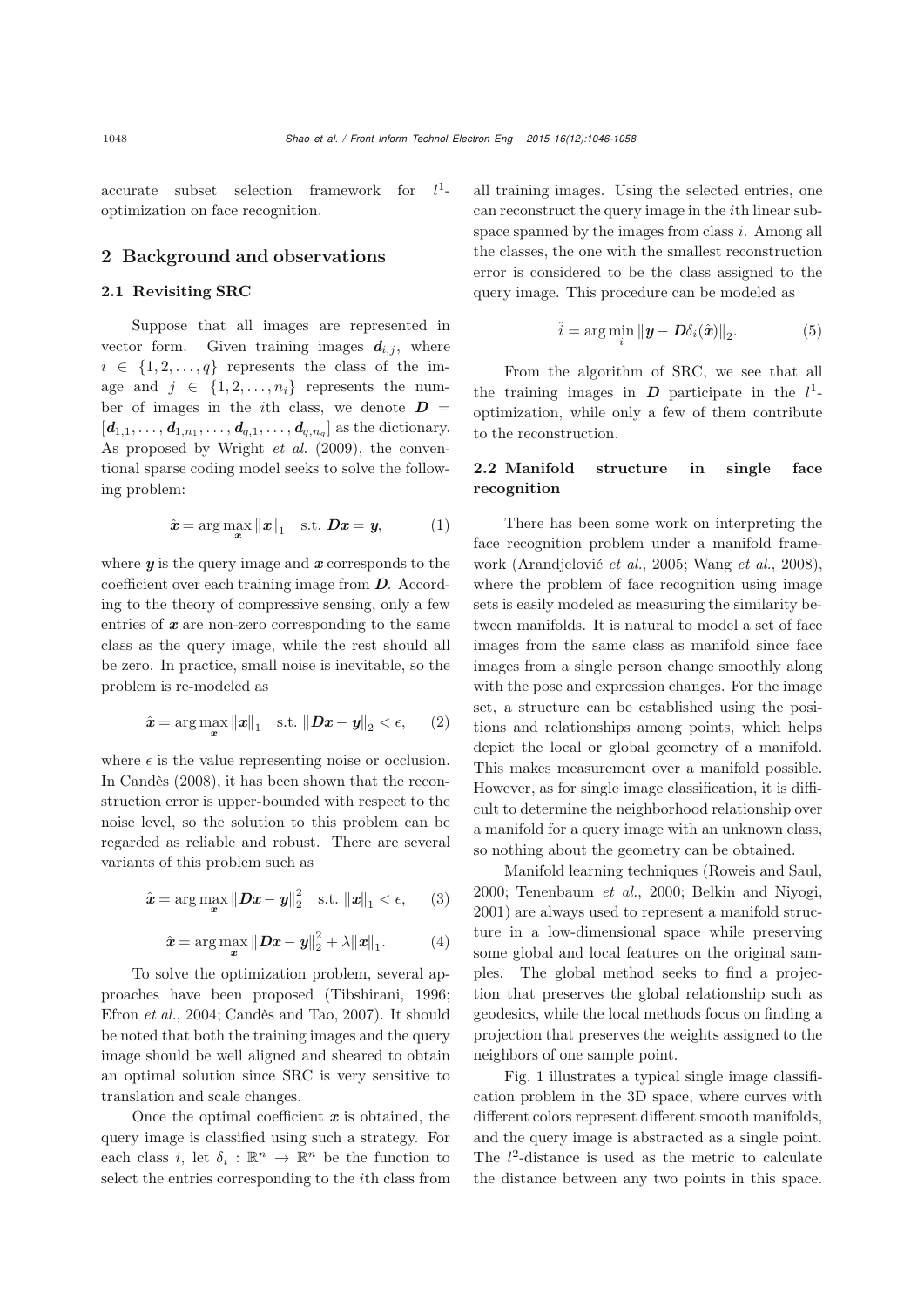accurate subset selection framework for $l^1$-optimization on face recognition.

## 2 Background and observations

### 2.1 Revisiting SRC

Suppose that all images are represented in vector form. Given training images $\boldsymbol{d}_{i,j}$, where $i \in \{1, 2, \ldots, q\}$ represents the class of the image and $j \in \{1, 2, \ldots, n_i\}$ represents the number of images in the $i$th class, we denote $\boldsymbol{D} = [\boldsymbol{d}_{1,1}, \ldots, \boldsymbol{d}_{1,n_1}, \ldots, \boldsymbol{d}_{q,1}, \ldots, \boldsymbol{d}_{q,n_q}]$ as the dictionary. As proposed by Wright *et al.* (2009), the conventional sparse coding model seeks to solve the following problem:

$$\hat{\boldsymbol{x}} = \arg\max_{\boldsymbol{x}} \|\boldsymbol{x}\|_1 \quad \text{s.t. } \boldsymbol{D}\boldsymbol{x} = \boldsymbol{y}, \tag{1}$$

where $\boldsymbol{y}$ is the query image and $\boldsymbol{x}$ corresponds to the coefficient over each training image from $\boldsymbol{D}$. According to the theory of compressive sensing, only a few entries of $\boldsymbol{x}$ are non-zero corresponding to the same class as the query image, while the rest should all be zero. In practice, small noise is inevitable, so the problem is re-modeled as

$$\hat{\boldsymbol{x}} = \arg\max_{\boldsymbol{x}} \|\boldsymbol{x}\|_1 \quad \text{s.t. } \|\boldsymbol{D}\boldsymbol{x} - \boldsymbol{y}\|_2 < \epsilon, \tag{2}$$

where $\epsilon$ is the value representing noise or occlusion. In Candès (2008), it has been shown that the reconstruction error is upper-bounded with respect to the noise level, so the solution to this problem can be regarded as reliable and robust. There are several variants of this problem such as

$$\hat{\boldsymbol{x}} = \arg\max_{\boldsymbol{x}} \|\boldsymbol{D}\boldsymbol{x} - \boldsymbol{y}\|_2^2 \quad \text{s.t. } \|\boldsymbol{x}\|_1 < \epsilon, \tag{3}$$

$$\hat{\boldsymbol{x}} = \arg\max_{\boldsymbol{x}} \|\boldsymbol{D}\boldsymbol{x} - \boldsymbol{y}\|_2^2 + \lambda\|\boldsymbol{x}\|_1. \tag{4}$$

To solve the optimization problem, several approaches have been proposed (Tibshirani, 1996; Efron *et al.*, 2004; Candès and Tao, 2007). It should be noted that both the training images and the query image should be well aligned and sheared to obtain an optimal solution since SRC is very sensitive to translation and scale changes.

Once the optimal coefficient $\boldsymbol{x}$ is obtained, the query image is classified using such a strategy. For each class $i$, let $\delta_i : \mathbb{R}^n \to \mathbb{R}^n$ be the function to select the entries corresponding to the $i$th class from all training images. Using the selected entries, one can reconstruct the query image in the $i$th linear subspace spanned by the images from class $i$. Among all the classes, the one with the smallest reconstruction error is considered to be the class assigned to the query image. This procedure can be modeled as

$$\hat{i} = \arg\min_i \|\boldsymbol{y} - \boldsymbol{D}\delta_i(\hat{\boldsymbol{x}})\|_2. \tag{5}$$

From the algorithm of SRC, we see that all the training images in $\boldsymbol{D}$ participate in the $l^1$-optimization, while only a few of them contribute to the reconstruction.

### 2.2 Manifold structure in single face recognition

There has been some work on interpreting the face recognition problem under a manifold framework (Arandjelović *et al.*, 2005; Wang *et al.*, 2008), where the problem of face recognition using image sets is easily modeled as measuring the similarity between manifolds. It is natural to model a set of face images from the same class as manifold since face images from a single person change smoothly along with the pose and expression changes. For the image set, a structure can be established using the positions and relationships among points, which helps depict the local or global geometry of a manifold. This makes measurement over a manifold possible. However, as for single image classification, it is difficult to determine the neighborhood relationship over a manifold for a query image with an unknown class, so nothing about the geometry can be obtained.

Manifold learning techniques (Roweis and Saul, 2000; Tenenbaum *et al.*, 2000; Belkin and Niyogi, 2001) are always used to represent a manifold structure in a low-dimensional space while preserving some global and local features on the original samples. The global method seeks to find a projection that preserves the global relationship such as geodesics, while the local methods focus on finding a projection that preserves the weights assigned to the neighbors of one sample point.

Fig. 1 illustrates a typical single image classification problem in the 3D space, where curves with different colors represent different smooth manifolds, and the query image is abstracted as a single point. The $l^2$-distance is used as the metric to calculate the distance between any two points in this space.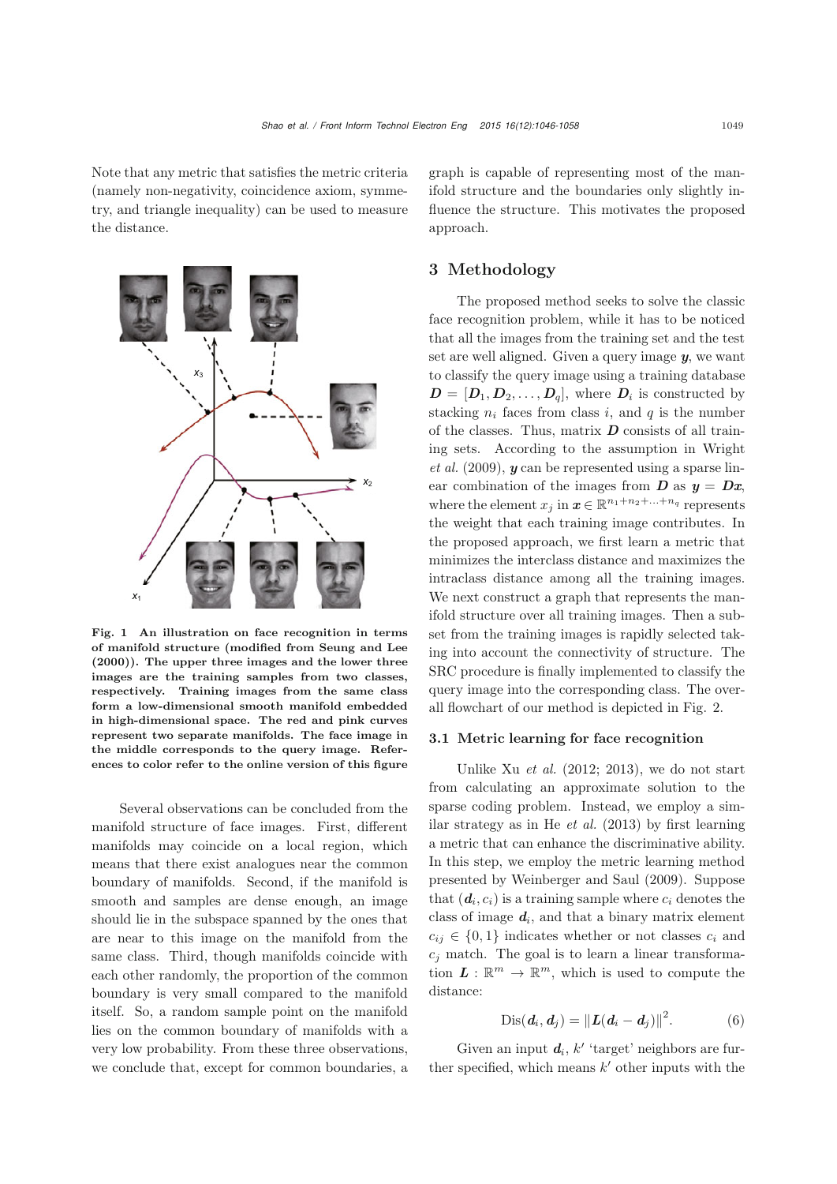Note that any metric that satisfies the metric criteria (namely non-negativity, coincidence axiom, symmetry, and triangle inequality) can be used to measure the distance.

**Fig. 1 An illustration on face recognition in terms of manifold structure (modified from Seung and Lee (2000)). The upper three images and the lower three images are the training samples from two classes, respectively. Training images from the same class form a low-dimensional smooth manifold embedded in high-dimensional space. The red and pink curves represent two separate manifolds. The face image in the middle corresponds to the query image. References to color refer to the online version of this figure**

Several observations can be concluded from the manifold structure of face images. First, different manifolds may coincide on a local region, which means that there exist analogues near the common boundary of manifolds. Second, if the manifold is smooth and samples are dense enough, an image should lie in the subspace spanned by the ones that are near to this image on the manifold from the same class. Third, though manifolds coincide with each other randomly, the proportion of the common boundary is very small compared to the manifold itself. So, a random sample point on the manifold lies on the common boundary of manifolds with a very low probability. From these three observations, we conclude that, except for common boundaries, a graph is capable of representing most of the manifold structure and the boundaries only slightly influence the structure. This motivates the proposed approach.

## 3 Methodology

The proposed method seeks to solve the classic face recognition problem, while it has to be noticed that all the images from the training set and the test set are well aligned. Given a query image $\boldsymbol{y}$, we want to classify the query image using a training database $\boldsymbol{D} = [\boldsymbol{D}_1, \boldsymbol{D}_2, \ldots, \boldsymbol{D}_q]$, where $\boldsymbol{D}_i$ is constructed by stacking $n_i$ faces from class $i$, and $q$ is the number of the classes. Thus, matrix $\boldsymbol{D}$ consists of all training sets. According to the assumption in Wright *et al.* (2009), $\boldsymbol{y}$ can be represented using a sparse linear combination of the images from $\boldsymbol{D}$ as $\boldsymbol{y} = \boldsymbol{D}\boldsymbol{x}$, where the element $x_j$ in $\boldsymbol{x} \in \mathbb{R}^{n_1+n_2+\ldots+n_q}$ represents the weight that each training image contributes. In the proposed approach, we first learn a metric that minimizes the interclass distance and maximizes the intraclass distance among all the training images. We next construct a graph that represents the manifold structure over all training images. Then a subset from the training images is rapidly selected taking into account the connectivity of structure. The SRC procedure is finally implemented to classify the query image into the corresponding class. The overall flowchart of our method is depicted in Fig. 2.

### 3.1 Metric learning for face recognition

Unlike Xu *et al.* (2012; 2013), we do not start from calculating an approximate solution to the sparse coding problem. Instead, we employ a similar strategy as in He *et al.* (2013) by first learning a metric that can enhance the discriminative ability. In this step, we employ the metric learning method presented by Weinberger and Saul (2009). Suppose that $(\boldsymbol{d}_i, c_i)$ is a training sample where $c_i$ denotes the class of image $\boldsymbol{d}_i$, and that a binary matrix element $c_{ij} \in \{0, 1\}$ indicates whether or not classes $c_i$ and $c_j$ match. The goal is to learn a linear transformation $\boldsymbol{L} : \mathbb{R}^m \rightarrow \mathbb{R}^m$, which is used to compute the distance:

$$\mathrm{Dis}(\boldsymbol{d}_i, \boldsymbol{d}_j) = \|\boldsymbol{L}(\boldsymbol{d}_i - \boldsymbol{d}_j)\|^2. \tag{6}$$

Given an input $\boldsymbol{d}_i$, $k'$ 'target' neighbors are further specified, which means $k'$ other inputs with the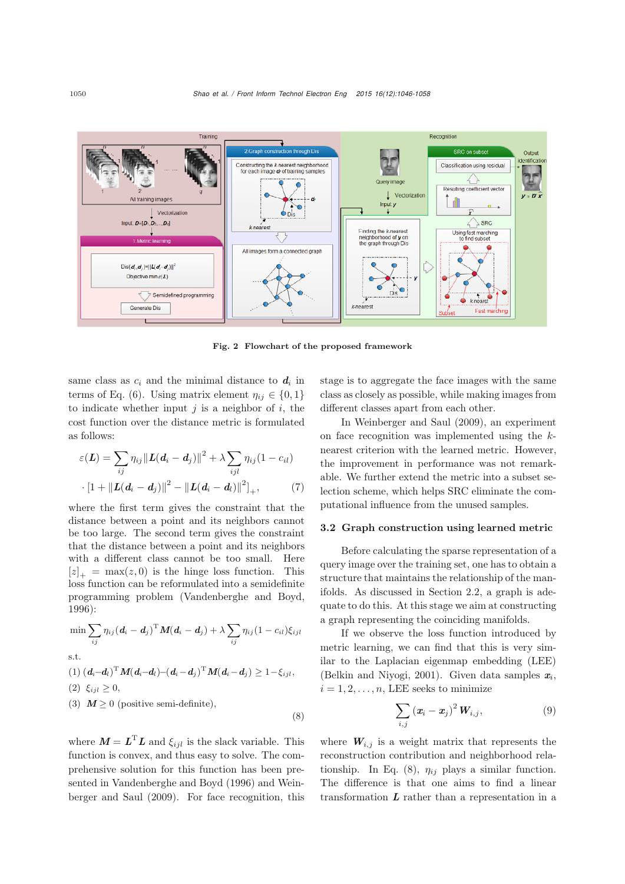Fig. 2 Flowchart of the proposed framework

same class as $c_i$ and the minimal distance to $\boldsymbol{d}_i$ in terms of Eq. (6). Using matrix element $\eta_{ij} \in \{0, 1\}$ to indicate whether input $j$ is a neighbor of $i$, the cost function over the distance metric is formulated as follows:

$$\varepsilon(\boldsymbol{L}) = \sum_{ij} \eta_{ij} \|\boldsymbol{L}(\boldsymbol{d}_i - \boldsymbol{d}_j)\|^2 + \lambda \sum_{ijl} \eta_{ij}(1 - c_{il}) \cdot [1 + \|\boldsymbol{L}(\boldsymbol{d}_i - \boldsymbol{d}_j)\|^2 - \|\boldsymbol{L}(\boldsymbol{d}_i - \boldsymbol{d}_l)\|^2]_+, \quad (7)$$

where the first term gives the constraint that the distance between a point and its neighbors cannot be too large. The second term gives the constraint that the distance between a point and its neighbors with a different class cannot be too small. Here $[z]_+ = \max(z, 0)$ is the hinge loss function. This loss function can be reformulated into a semidefinite programming problem (Vandenberghe and Boyd, 1996):

$$\min \sum_{ij} \eta_{ij} (\boldsymbol{d}_i - \boldsymbol{d}_j)^{\mathrm{T}} \boldsymbol{M} (\boldsymbol{d}_i - \boldsymbol{d}_j) + \lambda \sum_{ij} \eta_{ij}(1 - c_{il}) \xi_{ijl}$$

s.t.

(1) $(\boldsymbol{d}_i - \boldsymbol{d}_l)^{\mathrm{T}} \boldsymbol{M} (\boldsymbol{d}_i - \boldsymbol{d}_l) - (\boldsymbol{d}_i - \boldsymbol{d}_j)^{\mathrm{T}} \boldsymbol{M} (\boldsymbol{d}_i - \boldsymbol{d}_j) \geq 1 - \xi_{ijl}$,

(2) $\xi_{ijl} \geq 0$,

(3) $\boldsymbol{M} \geq 0$ (positive semi-definite), (8)

where $\boldsymbol{M} = \boldsymbol{L}^{\mathrm{T}}\boldsymbol{L}$ and $\xi_{ijl}$ is the slack variable. This function is convex, and thus easy to solve. The comprehensive solution for this function has been presented in Vandenberghe and Boyd (1996) and Weinberger and Saul (2009). For face recognition, this stage is to aggregate the face images with the same class as closely as possible, while making images from different classes apart from each other.

In Weinberger and Saul (2009), an experiment on face recognition was implemented using the $k$-nearest criterion with the learned metric. However, the improvement in performance was not remarkable. We further extend the metric into a subset selection scheme, which helps SRC eliminate the computational influence from the unused samples.

### 3.2 Graph construction using learned metric

Before calculating the sparse representation of a query image over the training set, one has to obtain a structure that maintains the relationship of the manifolds. As discussed in Section 2.2, a graph is adequate to do this. At this stage we aim at constructing a graph representing the coinciding manifolds.

If we observe the loss function introduced by metric learning, we can find that this is very similar to the Laplacian eigenmap embedding (LEE) (Belkin and Niyogi, 2001). Given data samples $\boldsymbol{x}_i$, $i = 1, 2, \ldots, n$, LEE seeks to minimize

$$\sum_{i,j} (\boldsymbol{x}_i - \boldsymbol{x}_j)^2 \boldsymbol{W}_{i,j}, \quad (9)$$

where $\boldsymbol{W}_{i,j}$ is a weight matrix that represents the reconstruction contribution and neighborhood relationship. In Eq. (8), $\eta_{ij}$ plays a similar function. The difference is that one aims to find a linear transformation $\boldsymbol{L}$ rather than a representation in a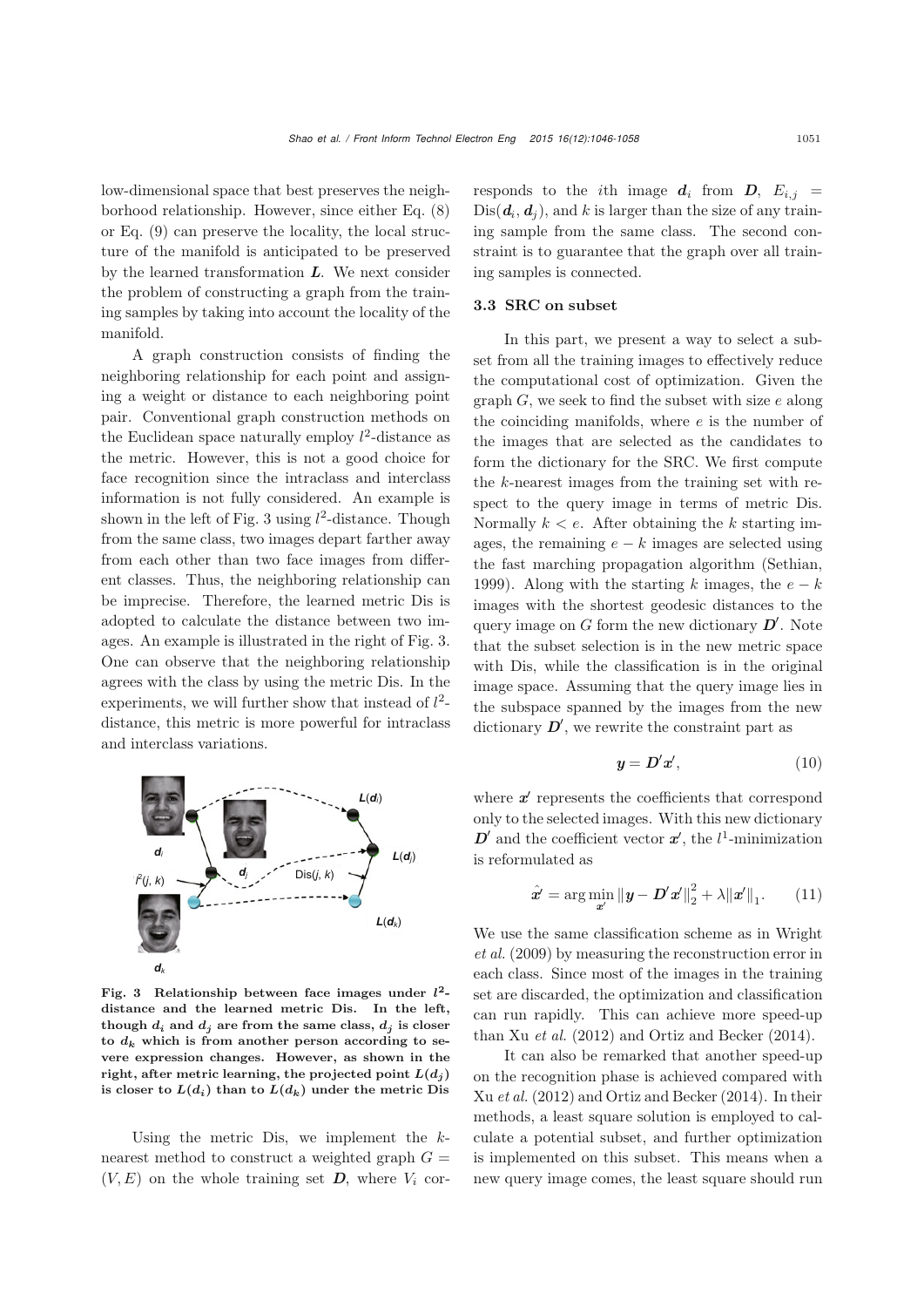low-dimensional space that best preserves the neighborhood relationship. However, since either Eq. (8) or Eq. (9) can preserve the locality, the local structure of the manifold is anticipated to be preserved by the learned transformation $\boldsymbol{L}$. We next consider the problem of constructing a graph from the training samples by taking into account the locality of the manifold.

A graph construction consists of finding the neighboring relationship for each point and assigning a weight or distance to each neighboring point pair. Conventional graph construction methods on the Euclidean space naturally employ $l^2$-distance as the metric. However, this is not a good choice for face recognition since the intraclass and interclass information is not fully considered. An example is shown in the left of Fig. 3 using $l^2$-distance. Though from the same class, two images depart farther away from each other than two face images from different classes. Thus, the neighboring relationship can be imprecise. Therefore, the learned metric Dis is adopted to calculate the distance between two images. An example is illustrated in the right of Fig. 3. One can observe that the neighboring relationship agrees with the class by using the metric Dis. In the experiments, we will further show that instead of $l^2$-distance, this metric is more powerful for intraclass and interclass variations.

**Fig. 3 Relationship between face images under $l^2$-distance and the learned metric Dis. In the left, though $\boldsymbol{d}_i$ and $\boldsymbol{d}_j$ are from the same class, $\boldsymbol{d}_j$ is closer to $\boldsymbol{d}_k$ which is from another person according to severe expression changes. However, as shown in the right, after metric learning, the projected point $\boldsymbol{L}(\boldsymbol{d}_j)$ is closer to $\boldsymbol{L}(\boldsymbol{d}_i)$ than to $\boldsymbol{L}(\boldsymbol{d}_k)$ under the metric Dis**

Using the metric Dis, we implement the $k$-nearest method to construct a weighted graph $G = (V, E)$ on the whole training set $\boldsymbol{D}$, where $V_i$ corresponds to the $i$th image $\boldsymbol{d}_i$ from $\boldsymbol{D}$, $E_{i,j} = \text{Dis}(\boldsymbol{d}_i, \boldsymbol{d}_j)$, and $k$ is larger than the size of any training sample from the same class. The second constraint is to guarantee that the graph over all training samples is connected.

### 3.3 SRC on subset

In this part, we present a way to select a subset from all the training images to effectively reduce the computational cost of optimization. Given the graph $G$, we seek to find the subset with size $e$ along the coinciding manifolds, where $e$ is the number of the images that are selected as the candidates to form the dictionary for the SRC. We first compute the $k$-nearest images from the training set with respect to the query image in terms of metric Dis. Normally $k < e$. After obtaining the $k$ starting images, the remaining $e - k$ images are selected using the fast marching propagation algorithm (Sethian, 1999). Along with the starting $k$ images, the $e - k$ images with the shortest geodesic distances to the query image on $G$ form the new dictionary $\boldsymbol{D}'$. Note that the subset selection is in the new metric space with Dis, while the classification is in the original image space. Assuming that the query image lies in the subspace spanned by the images from the new dictionary $\boldsymbol{D}'$, we rewrite the constraint part as

$$\boldsymbol{y} = \boldsymbol{D}'\boldsymbol{x}', \tag{10}$$

where $\boldsymbol{x}'$ represents the coefficients that correspond only to the selected images. With this new dictionary $\boldsymbol{D}'$ and the coefficient vector $\boldsymbol{x}'$, the $l^1$-minimization is reformulated as

$$\hat{\boldsymbol{x}}' = \arg\min_{\boldsymbol{x}'} \|\boldsymbol{y} - \boldsymbol{D}'\boldsymbol{x}'\|_2^2 + \lambda\|\boldsymbol{x}'\|_1. \tag{11}$$

We use the same classification scheme as in Wright *et al.* (2009) by measuring the reconstruction error in each class. Since most of the images in the training set are discarded, the optimization and classification can run rapidly. This can achieve more speed-up than Xu *et al.* (2012) and Ortiz and Becker (2014).

It can also be remarked that another speed-up on the recognition phase is achieved compared with Xu *et al.* (2012) and Ortiz and Becker (2014). In their methods, a least square solution is employed to calculate a potential subset, and further optimization is implemented on this subset. This means when a new query image comes, the least square should run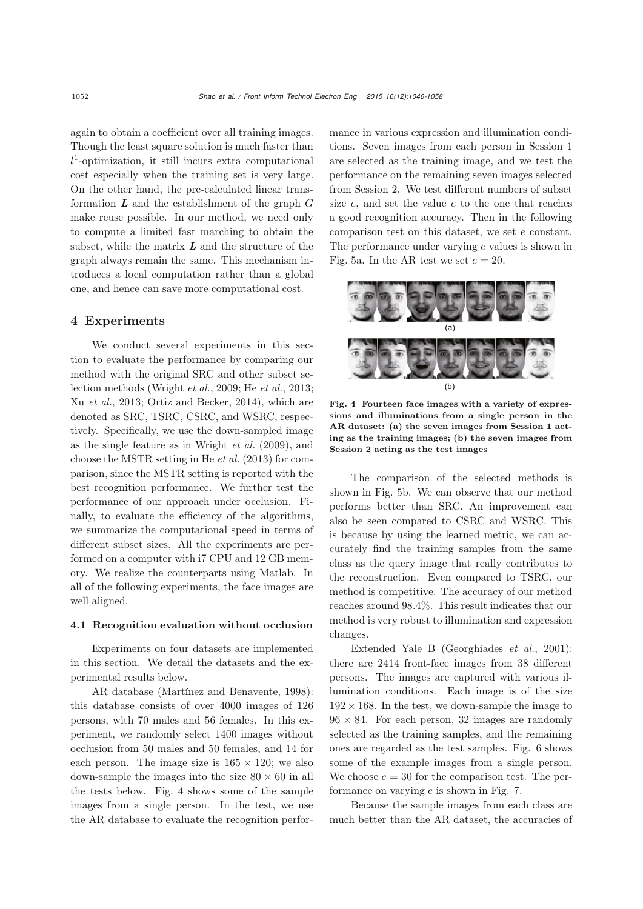again to obtain a coefficient over all training images. Though the least square solution is much faster than $l^1$-optimization, it still incurs extra computational cost especially when the training set is very large. On the other hand, the pre-calculated linear transformation $\boldsymbol{L}$ and the establishment of the graph $G$ make reuse possible. In our method, we need only to compute a limited fast marching to obtain the subset, while the matrix $\boldsymbol{L}$ and the structure of the graph always remain the same. This mechanism introduces a local computation rather than a global one, and hence can save more computational cost.

## 4 Experiments

We conduct several experiments in this section to evaluate the performance by comparing our method with the original SRC and other subset selection methods (Wright *et al.*, 2009; He *et al.*, 2013; Xu *et al.*, 2013; Ortiz and Becker, 2014), which are denoted as SRC, TSRC, CSRC, and WSRC, respectively. Specifically, we use the down-sampled image as the single feature as in Wright *et al.* (2009), and choose the MSTR setting in He *et al.* (2013) for comparison, since the MSTR setting is reported with the best recognition performance. We further test the performance of our approach under occlusion. Finally, to evaluate the efficiency of the algorithms, we summarize the computational speed in terms of different subset sizes. All the experiments are performed on a computer with i7 CPU and 12 GB memory. We realize the counterparts using Matlab. In all of the following experiments, the face images are well aligned.

### 4.1 Recognition evaluation without occlusion

Experiments on four datasets are implemented in this section. We detail the datasets and the experimental results below.

AR database (Martínez and Benavente, 1998): this database consists of over 4000 images of 126 persons, with 70 males and 56 females. In this experiment, we randomly select 1400 images without occlusion from 50 males and 50 females, and 14 for each person. The image size is $165 \times 120$; we also down-sample the images into the size $80 \times 60$ in all the tests below. Fig. 4 shows some of the sample images from a single person. In the test, we use the AR database to evaluate the recognition performance in various expression and illumination conditions. Seven images from each person in Session 1 are selected as the training image, and we test the performance on the remaining seven images selected from Session 2. We test different numbers of subset size $e$, and set the value $e$ to the one that reaches a good recognition accuracy. Then in the following comparison test on this dataset, we set $e$ constant. The performance under varying $e$ values is shown in Fig. 5a. In the AR test we set $e = 20$.

(a)

(b)

**Fig. 4 Fourteen face images with a variety of expressions and illuminations from a single person in the AR dataset: (a) the seven images from Session 1 acting as the training images; (b) the seven images from Session 2 acting as the test images**

The comparison of the selected methods is shown in Fig. 5b. We can observe that our method performs better than SRC. An improvement can also be seen compared to CSRC and WSRC. This is because by using the learned metric, we can accurately find the training samples from the same class as the query image that really contributes to the reconstruction. Even compared to TSRC, our method is competitive. The accuracy of our method reaches around 98.4%. This result indicates that our method is very robust to illumination and expression changes.

Extended Yale B (Georghiades *et al.*, 2001): there are 2414 front-face images from 38 different persons. The images are captured with various illumination conditions. Each image is of the size $192 \times 168$. In the test, we down-sample the image to $96 \times 84$. For each person, 32 images are randomly selected as the training samples, and the remaining ones are regarded as the test samples. Fig. 6 shows some of the example images from a single person. We choose $e = 30$ for the comparison test. The performance on varying $e$ is shown in Fig. 7.

Because the sample images from each class are much better than the AR dataset, the accuracies of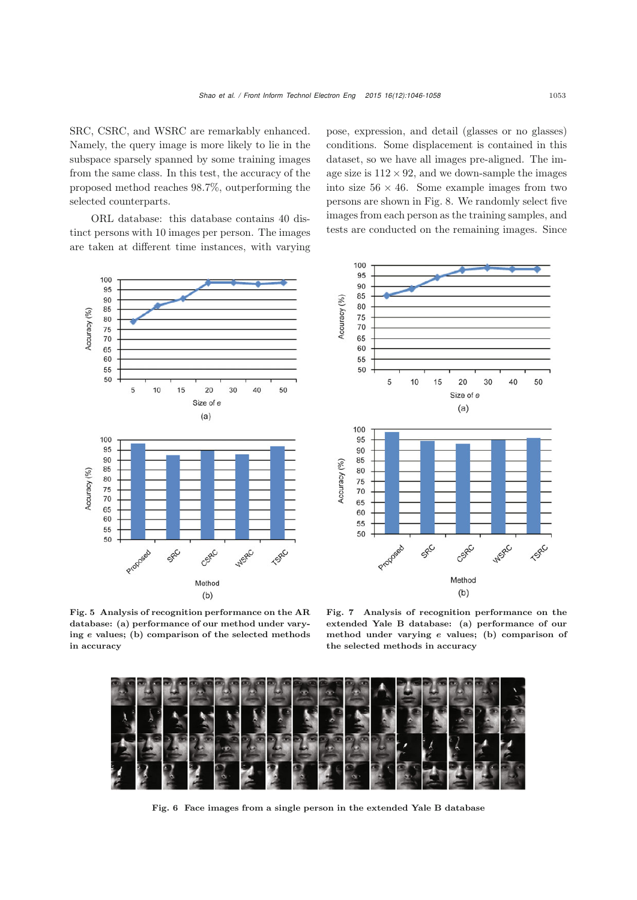SRC, CSRC, and WSRC are remarkably enhanced. Namely, the query image is more likely to lie in the subspace sparsely spanned by some training images from the same class. In this test, the accuracy of the proposed method reaches 98.7%, outperforming the selected counterparts.

ORL database: this database contains 40 distinct persons with 10 images per person. The images are taken at different time instances, with varying pose, expression, and detail (glasses or no glasses) conditions. Some displacement is contained in this dataset, so we have all images pre-aligned. The image size is $112 \times 92$, and we down-sample the images into size $56 \times 46$. Some example images from two persons are shown in Fig. 8. We randomly select five images from each person as the training samples, and tests are conducted on the remaining images. Since

**Fig. 5 Analysis of recognition performance on the AR database: (a) performance of our method under varying $e$ values; (b) comparison of the selected methods in accuracy**

**Fig. 7 Analysis of recognition performance on the extended Yale B database: (a) performance of our method under varying $e$ values; (b) comparison of the selected methods in accuracy**

**Fig. 6 Face images from a single person in the extended Yale B database**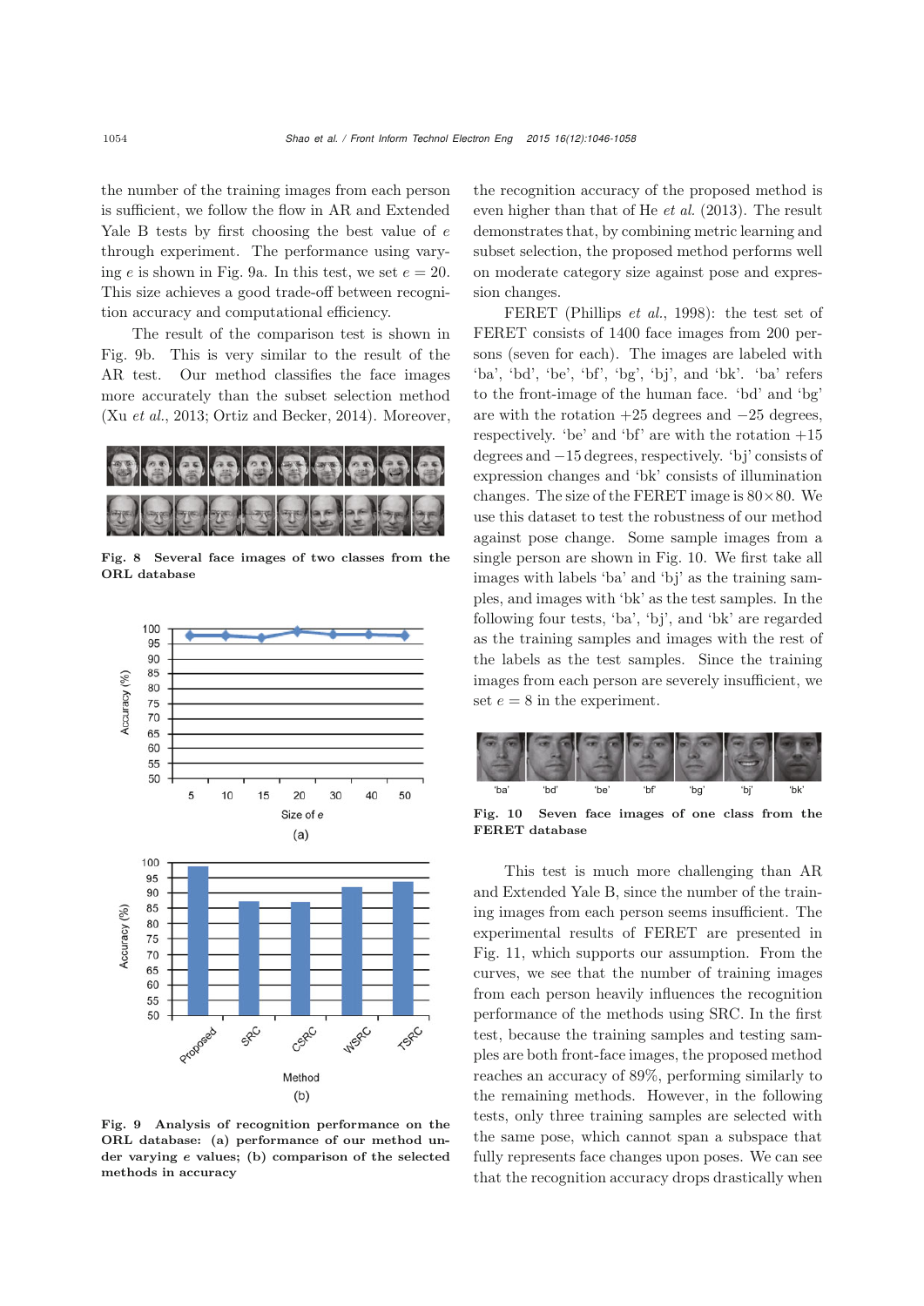the number of the training images from each person is sufficient, we follow the flow in AR and Extended Yale B tests by first choosing the best value of $e$ through experiment. The performance using varying $e$ is shown in Fig. 9a. In this test, we set $e = 20$. This size achieves a good trade-off between recognition accuracy and computational efficiency.

The result of the comparison test is shown in Fig. 9b. This is very similar to the result of the AR test. Our method classifies the face images more accurately than the subset selection method (Xu *et al.*, 2013; Ortiz and Becker, 2014). Moreover, the recognition accuracy of the proposed method is even higher than that of He *et al.* (2013). The result demonstrates that, by combining metric learning and subset selection, the proposed method performs well on moderate category size against pose and expression changes.

**Fig. 8 Several face images of two classes from the ORL database**

**Fig. 9 Analysis of recognition performance on the ORL database: (a) performance of our method under varying $e$ values; (b) comparison of the selected methods in accuracy**

FERET (Phillips *et al.*, 1998): the test set of FERET consists of 1400 face images from 200 persons (seven for each). The images are labeled with 'ba', 'bd', 'be', 'bf', 'bg', 'bj', and 'bk'. 'ba' refers to the front-image of the human face. 'bd' and 'bg' are with the rotation +25 degrees and −25 degrees, respectively. 'be' and 'bf' are with the rotation +15 degrees and −15 degrees, respectively. 'bj' consists of expression changes and 'bk' consists of illumination changes. The size of the FERET image is 80×80. We use this dataset to test the robustness of our method against pose change. Some sample images from a single person are shown in Fig. 10. We first take all images with labels 'ba' and 'bj' as the training samples, and images with 'bk' as the test samples. In the following four tests, 'ba', 'bj', and 'bk' are regarded as the training samples and images with the rest of the labels as the test samples. Since the training images from each person are severely insufficient, we set $e = 8$ in the experiment.

**Fig. 10 Seven face images of one class from the FERET database**

This test is much more challenging than AR and Extended Yale B, since the number of the training images from each person seems insufficient. The experimental results of FERET are presented in Fig. 11, which supports our assumption. From the curves, we see that the number of training images from each person heavily influences the recognition performance of the methods using SRC. In the first test, because the training samples and testing samples are both front-face images, the proposed method reaches an accuracy of 89%, performing similarly to the remaining methods. However, in the following tests, only three training samples are selected with the same pose, which cannot span a subspace that fully represents face changes upon poses. We can see that the recognition accuracy drops drastically when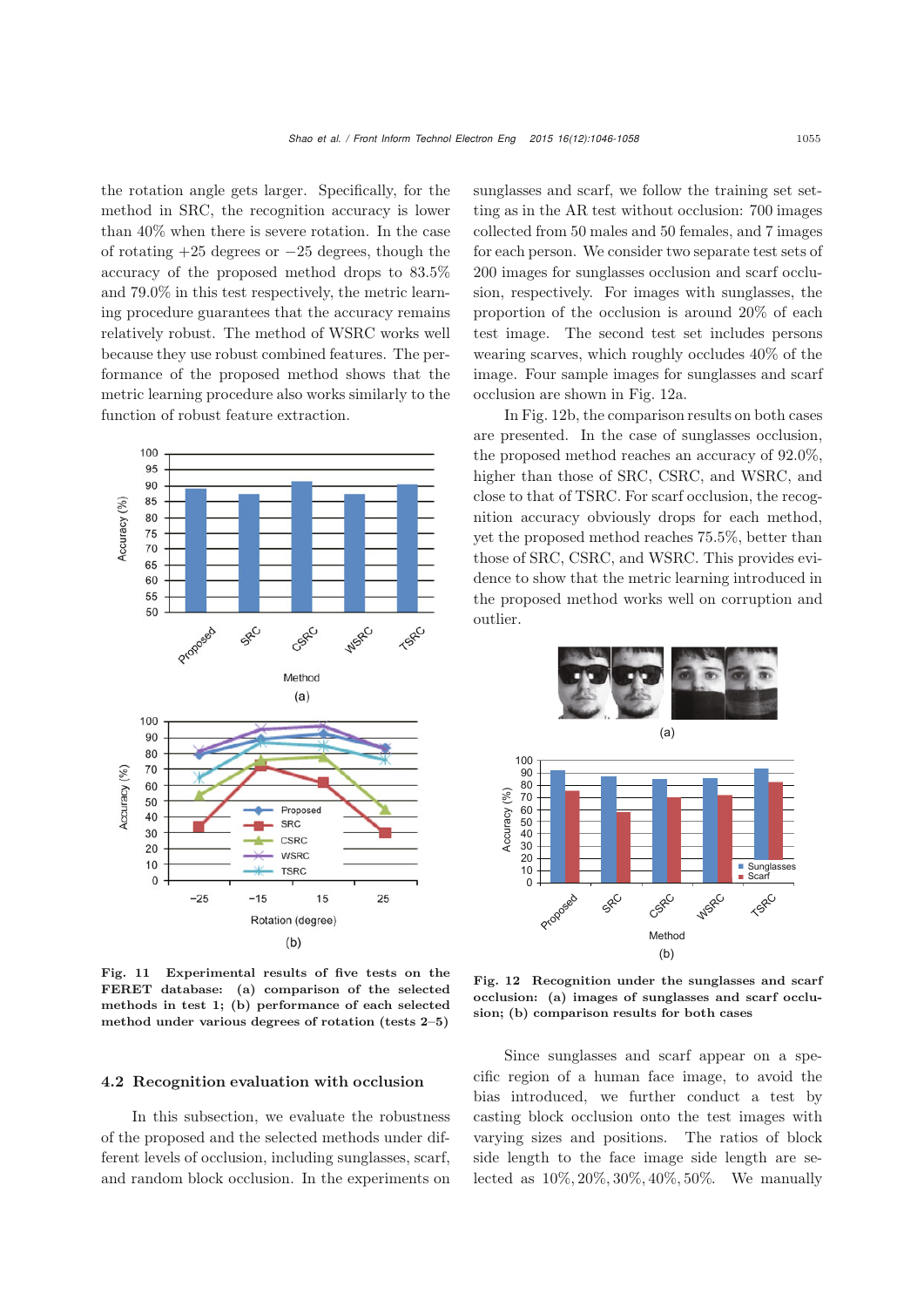the rotation angle gets larger. Specifically, for the method in SRC, the recognition accuracy is lower than 40% when there is severe rotation. In the case of rotating +25 degrees or −25 degrees, though the accuracy of the proposed method drops to 83.5% and 79.0% in this test respectively, the metric learning procedure guarantees that the accuracy remains relatively robust. The method of WSRC works well because they use robust combined features. The performance of the proposed method shows that the metric learning procedure also works similarly to the function of robust feature extraction.

Fig. 11 Experimental results of five tests on the FERET database: (a) comparison of the selected methods in test 1; (b) performance of each selected method under various degrees of rotation (tests 2–5)

## 4.2 Recognition evaluation with occlusion

In this subsection, we evaluate the robustness of the proposed and the selected methods under different levels of occlusion, including sunglasses, scarf, and random block occlusion. In the experiments on sunglasses and scarf, we follow the training set setting as in the AR test without occlusion: 700 images collected from 50 males and 50 females, and 7 images for each person. We consider two separate test sets of 200 images for sunglasses occlusion and scarf occlusion, respectively. For images with sunglasses, the proportion of the occlusion is around 20% of each test image. The second test set includes persons wearing scarves, which roughly occludes 40% of the image. Four sample images for sunglasses and scarf occlusion are shown in Fig. 12a.

In Fig. 12b, the comparison results on both cases are presented. In the case of sunglasses occlusion, the proposed method reaches an accuracy of 92.0%, higher than those of SRC, CSRC, and WSRC, and close to that of TSRC. For scarf occlusion, the recognition accuracy obviously drops for each method, yet the proposed method reaches 75.5%, better than those of SRC, CSRC, and WSRC. This provides evidence to show that the metric learning introduced in the proposed method works well on corruption and outlier.

Fig. 12 Recognition under the sunglasses and scarf occlusion: (a) images of sunglasses and scarf occlusion; (b) comparison results for both cases

Since sunglasses and scarf appear on a specific region of a human face image, to avoid the bias introduced, we further conduct a test by casting block occlusion onto the test images with varying sizes and positions. The ratios of block side length to the face image side length are selected as 10%, 20%, 30%, 40%, 50%. We manually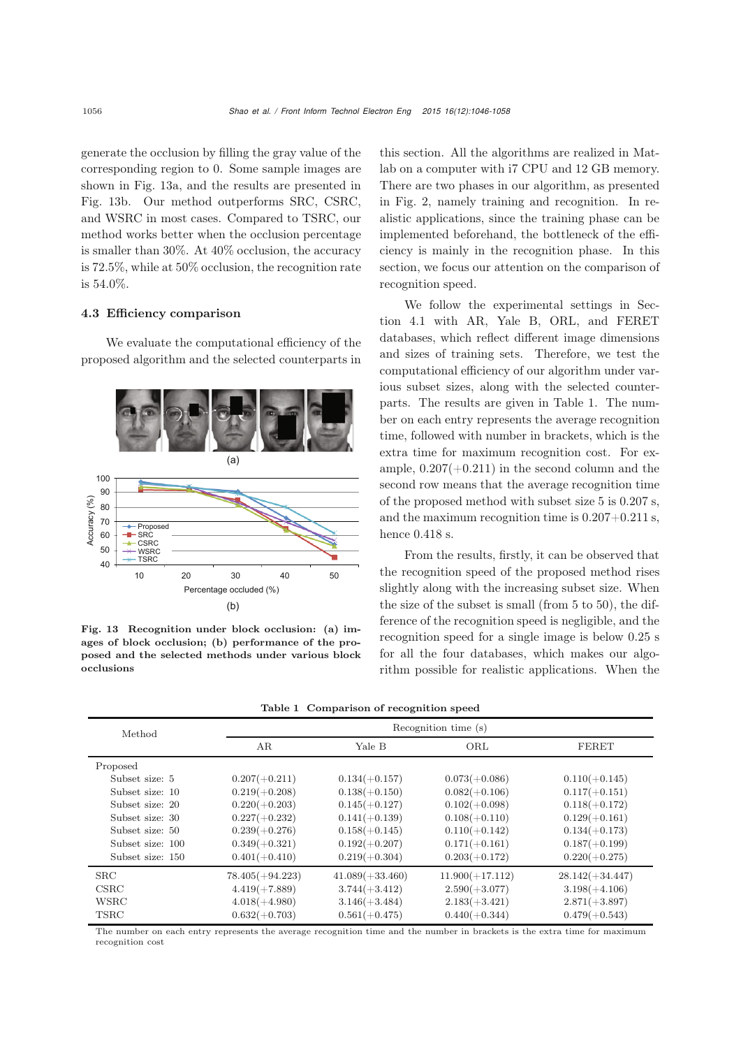generate the occlusion by filling the gray value of the corresponding region to 0. Some sample images are shown in Fig. 13a, and the results are presented in Fig. 13b. Our method outperforms SRC, CSRC, and WSRC in most cases. Compared to TSRC, our method works better when the occlusion percentage is smaller than 30%. At 40% occlusion, the accuracy is 72.5%, while at 50% occlusion, the recognition rate is 54.0%.

### 4.3 Efficiency comparison

We evaluate the computational efficiency of the proposed algorithm and the selected counterparts in this section. All the algorithms are realized in Matlab on a computer with i7 CPU and 12 GB memory. There are two phases in our algorithm, as presented in Fig. 2, namely training and recognition. In realistic applications, since the training phase can be implemented beforehand, the bottleneck of the efficiency is mainly in the recognition phase. In this section, we focus our attention on the comparison of recognition speed.

**Fig. 13 Recognition under block occlusion: (a) images of block occlusion; (b) performance of the proposed and the selected methods under various block occlusions**

We follow the experimental settings in Section 4.1 with AR, Yale B, ORL, and FERET databases, which reflect different image dimensions and sizes of training sets. Therefore, we test the computational efficiency of our algorithm under various subset sizes, along with the selected counterparts. The results are given in Table 1. The number on each entry represents the average recognition time, followed with number in brackets, which is the extra time for maximum recognition cost. For example, 0.207(+0.211) in the second column and the second row means that the average recognition time of the proposed method with subset size 5 is 0.207 s, and the maximum recognition time is 0.207+0.211 s, hence 0.418 s.

From the results, firstly, it can be observed that the recognition speed of the proposed method rises slightly along with the increasing subset size. When the size of the subset is small (from 5 to 50), the difference of the recognition speed is negligible, and the recognition speed for a single image is below 0.25 s for all the four databases, which makes our algorithm possible for realistic applications. When the

**Table 1 Comparison of recognition speed**

| Method | Recognition time (s) | | | |
|---|---|---|---|---|
| | AR | Yale B | ORL | FERET |
| Proposed | | | | |
| Subset size: 5 | 0.207(+0.211) | 0.134(+0.157) | 0.073(+0.086) | 0.110(+0.145) |
| Subset size: 10 | 0.219(+0.208) | 0.138(+0.150) | 0.082(+0.106) | 0.117(+0.151) |
| Subset size: 20 | 0.220(+0.203) | 0.145(+0.127) | 0.102(+0.098) | 0.118(+0.172) |
| Subset size: 30 | 0.227(+0.232) | 0.141(+0.139) | 0.108(+0.110) | 0.129(+0.161) |
| Subset size: 50 | 0.239(+0.276) | 0.158(+0.145) | 0.110(+0.142) | 0.134(+0.173) |
| Subset size: 100 | 0.349(+0.321) | 0.192(+0.207) | 0.171(+0.161) | 0.187(+0.199) |
| Subset size: 150 | 0.401(+0.410) | 0.219(+0.304) | 0.203(+0.172) | 0.220(+0.275) |
| SRC | 78.405(+94.223) | 41.089(+33.460) | 11.900(+17.112) | 28.142(+34.447) |
| CSRC | 4.419(+7.889) | 3.744(+3.412) | 2.590(+3.077) | 3.198(+4.106) |
| WSRC | 4.018(+4.980) | 3.146(+3.484) | 2.183(+3.421) | 2.871(+3.897) |
| TSRC | 0.632(+0.703) | 0.561(+0.475) | 0.440(+0.344) | 0.479(+0.543) |

The number on each entry represents the average recognition time and the number in brackets is the extra time for maximum recognition cost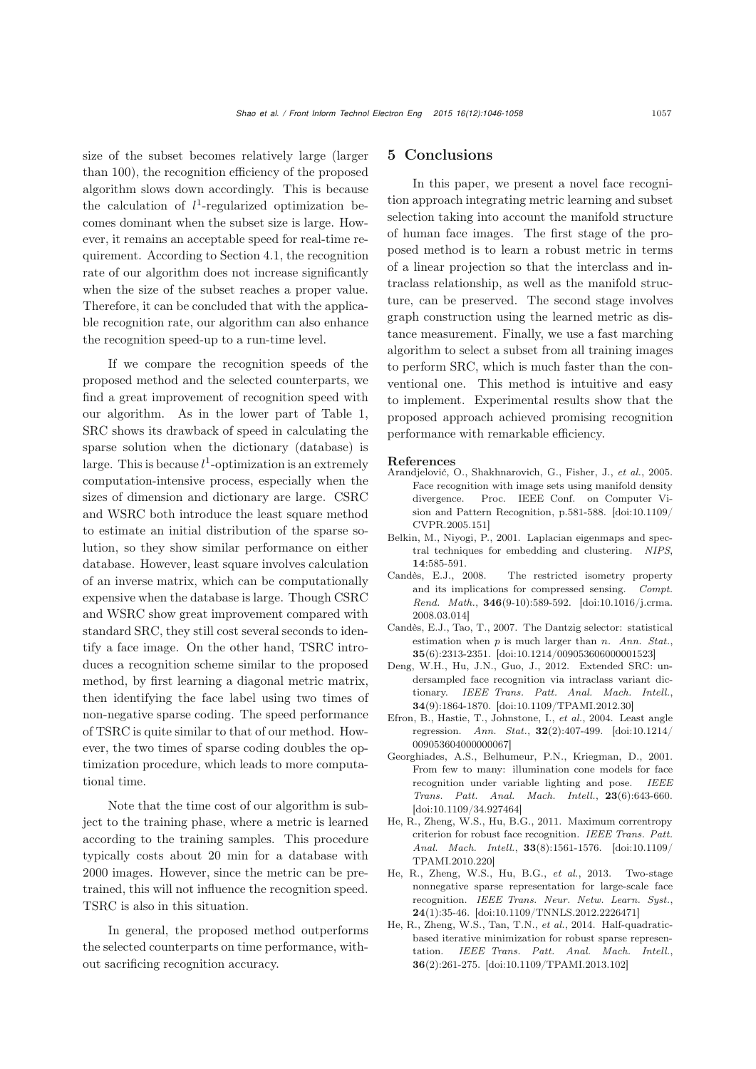size of the subset becomes relatively large (larger than 100), the recognition efficiency of the proposed algorithm slows down accordingly. This is because the calculation of $l^1$-regularized optimization becomes dominant when the subset size is large. However, it remains an acceptable speed for real-time requirement. According to Section 4.1, the recognition rate of our algorithm does not increase significantly when the size of the subset reaches a proper value. Therefore, it can be concluded that with the applicable recognition rate, our algorithm can also enhance the recognition speed-up to a run-time level.

If we compare the recognition speeds of the proposed method and the selected counterparts, we find a great improvement of recognition speed with our algorithm. As in the lower part of Table 1, SRC shows its drawback of speed in calculating the sparse solution when the dictionary (database) is large. This is because $l^1$-optimization is an extremely computation-intensive process, especially when the sizes of dimension and dictionary are large. CSRC and WSRC both introduce the least square method to estimate an initial distribution of the sparse solution, so they show similar performance on either database. However, least square involves calculation of an inverse matrix, which can be computationally expensive when the database is large. Though CSRC and WSRC show great improvement compared with standard SRC, they still cost several seconds to identify a face image. On the other hand, TSRC introduces a recognition scheme similar to the proposed method, by first learning a diagonal metric matrix, then identifying the face label using two times of non-negative sparse coding. The speed performance of TSRC is quite similar to that of our method. However, the two times of sparse coding doubles the optimization procedure, which leads to more computational time.

Note that the time cost of our algorithm is subject to the training phase, where a metric is learned according to the training samples. This procedure typically costs about 20 min for a database with 2000 images. However, since the metric can be pretrained, this will not influence the recognition speed. TSRC is also in this situation.

In general, the proposed method outperforms the selected counterparts on time performance, without sacrificing recognition accuracy.

## 5 Conclusions

In this paper, we present a novel face recognition approach integrating metric learning and subset selection taking into account the manifold structure of human face images. The first stage of the proposed method is to learn a robust metric in terms of a linear projection so that the interclass and intraclass relationship, as well as the manifold structure, can be preserved. The second stage involves graph construction using the learned metric as distance measurement. Finally, we use a fast marching algorithm to select a subset from all training images to perform SRC, which is much faster than the conventional one. This method is intuitive and easy to implement. Experimental results show that the proposed approach achieved promising recognition performance with remarkable efficiency.

### References

Arandjelović, O., Shakhnarovich, G., Fisher, J., *et al.*, 2005. Face recognition with image sets using manifold density divergence. Proc. IEEE Conf. on Computer Vision and Pattern Recognition, p.581-588. [doi:10.1109/CVPR.2005.151]

Belkin, M., Niyogi, P., 2001. Laplacian eigenmaps and spectral techniques for embedding and clustering. *NIPS*, **14**:585-591.

Candès, E.J., 2008. The restricted isometry property and its implications for compressed sensing. *Compt. Rend. Math.*, **346**(9-10):589-592. [doi:10.1016/j.crma.2008.03.014]

Candès, E.J., Tao, T., 2007. The Dantzig selector: statistical estimation when $p$ is much larger than $n$. *Ann. Stat.*, **35**(6):2313-2351. [doi:10.1214/009053606000001523]

Deng, W.H., Hu, J.N., Guo, J., 2012. Extended SRC: undersampled face recognition via intraclass variant dictionary. *IEEE Trans. Patt. Anal. Mach. Intell.*, **34**(9):1864-1870. [doi:10.1109/TPAMI.2012.30]

Efron, B., Hastie, T., Johnstone, I., *et al.*, 2004. Least angle regression. *Ann. Stat.*, **32**(2):407-499. [doi:10.1214/009053604000000067]

Georghiades, A.S., Belhumeur, P.N., Kriegman, D., 2001. From few to many: illumination cone models for face recognition under variable lighting and pose. *IEEE Trans. Patt. Anal. Mach. Intell.*, **23**(6):643-660. [doi:10.1109/34.927464]

He, R., Zheng, W.S., Hu, B.G., 2011. Maximum correntropy criterion for robust face recognition. *IEEE Trans. Patt. Anal. Mach. Intell.*, **33**(8):1561-1576. [doi:10.1109/TPAMI.2010.220]

He, R., Zheng, W.S., Hu, B.G., *et al.*, 2013. Two-stage nonnegative sparse representation for large-scale face recognition. *IEEE Trans. Neur. Netw. Learn. Syst.*, **24**(1):35-46. [doi:10.1109/TNNLS.2012.2226471]

He, R., Zheng, W.S., Tan, T.N., *et al.*, 2014. Half-quadratic-based iterative minimization for robust sparse representation. *IEEE Trans. Patt. Anal. Mach. Intell.*, **36**(2):261-275. [doi:10.1109/TPAMI.2013.102]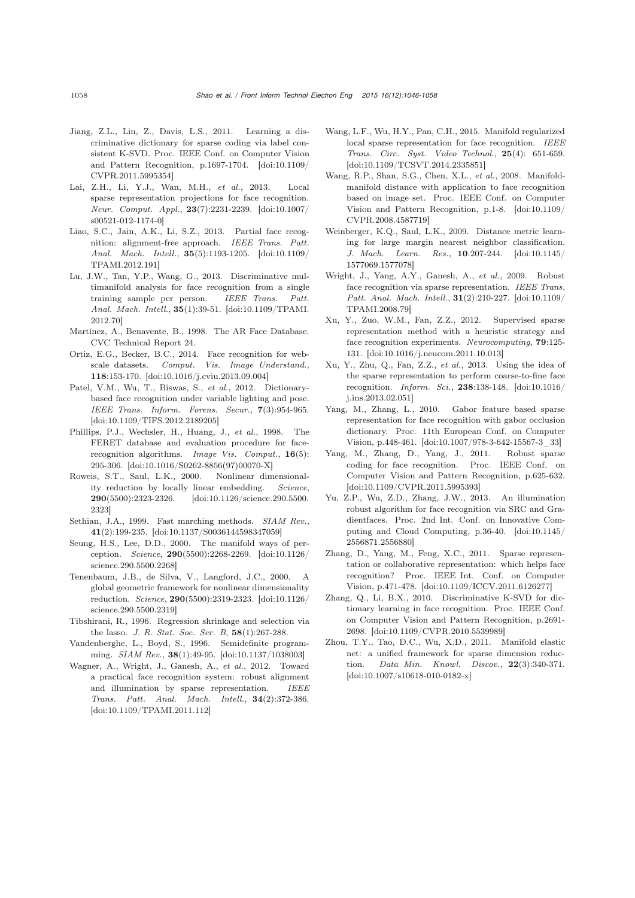Jiang, Z.L., Lin, Z., Davis, L.S., 2011. Learning a discriminative dictionary for sparse coding via label consistent K-SVD. Proc. IEEE Conf. on Computer Vision and Pattern Recognition, p.1697-1704. [doi:10.1109/CVPR.2011.5995354]

Lai, Z.H., Li, Y.J., Wan, M.H., *et al.*, 2013. Local sparse representation projections for face recognition. *Neur. Comput. Appl.*, **23**(7):2231-2239. [doi:10.1007/s00521-012-1174-0]

Liao, S.C., Jain, A.K., Li, S.Z., 2013. Partial face recognition: alignment-free approach. *IEEE Trans. Patt. Anal. Mach. Intell.*, **35**(5):1193-1205. [doi:10.1109/TPAMI.2012.191]

Lu, J.W., Tan, Y.P., Wang, G., 2013. Discriminative multimanifold analysis for face recognition from a single training sample per person. *IEEE Trans. Patt. Anal. Mach. Intell.*, **35**(1):39-51. [doi:10.1109/TPAMI.2012.70]

Martínez, A., Benavente, B., 1998. The AR Face Database. CVC Technical Report 24.

Ortiz, E.G., Becker, B.C., 2014. Face recognition for web-scale datasets. *Comput. Vis. Image Understand.*, **118**:153-170. [doi:10.1016/j.cviu.2013.09.004]

Patel, V.M., Wu, T., Biswas, S., *et al.*, 2012. Dictionary-based face recognition under variable lighting and pose. *IEEE Trans. Inform. Forens. Secur.*, **7**(3):954-965. [doi:10.1109/TIFS.2012.2189205]

Phillips, P.J., Wechsler, H., Huang, J., *et al.*, 1998. The FERET database and evaluation procedure for face-recognition algorithms. *Image Vis. Comput.*, **16**(5):295-306. [doi:10.1016/S0262-8856(97)00070-X]

Roweis, S.T., Saul, L.K., 2000. Nonlinear dimensionality reduction by locally linear embedding. *Science*, **290**(5500):2323-2326. [doi:10.1126/science.290.5500.2323]

Sethian, J.A., 1999. Fast marching methods. *SIAM Rev.*, **41**(2):199-235. [doi:10.1137/S0036144598347059]

Seung, H.S., Lee, D.D., 2000. The manifold ways of perception. *Science*, **290**(5500):2268-2269. [doi:10.1126/science.290.5500.2268]

Tenenbaum, J.B., de Silva, V., Langford, J.C., 2000. A global geometric framework for nonlinear dimensionality reduction. *Science*, **290**(5500):2319-2323. [doi:10.1126/science.290.5500.2319]

Tibshirani, R., 1996. Regression shrinkage and selection via the lasso. *J. R. Stat. Soc. Ser. B*, **58**(1):267-288.

Vandenberghe, L., Boyd, S., 1996. Semidefinite programming. *SIAM Rev.*, **38**(1):49-95. [doi:10.1137/1038003]

Wagner, A., Wright, J., Ganesh, A., *et al.*, 2012. Toward a practical face recognition system: robust alignment and illumination by sparse representation. *IEEE Trans. Patt. Anal. Mach. Intell.*, **34**(2):372-386. [doi:10.1109/TPAMI.2011.112]

Wang, L.F., Wu, H.Y., Pan, C.H., 2015. Manifold regularized local sparse representation for face recognition. *IEEE Trans. Circ. Syst. Video Technol.*, **25**(4): 651-659. [doi:10.1109/TCSVT.2014.2335851]

Wang, R.P., Shan, S.G., Chen, X.L., *et al.*, 2008. Manifold-manifold distance with application to face recognition based on image set. Proc. IEEE Conf. on Computer Vision and Pattern Recognition, p.1-8. [doi:10.1109/CVPR.2008.4587719]

Weinberger, K.Q., Saul, L.K., 2009. Distance metric learning for large margin nearest neighbor classification. *J. Mach. Learn. Res.*, **10**:207-244. [doi:10.1145/1577069.1577078]

Wright, J., Yang, A.Y., Ganesh, A., *et al.*, 2009. Robust face recognition via sparse representation. *IEEE Trans. Patt. Anal. Mach. Intell.*, **31**(2):210-227. [doi:10.1109/TPAMI.2008.79]

Xu, Y., Zuo, W.M., Fan, Z.Z., 2012. Supervised sparse representation method with a heuristic strategy and face recognition experiments. *Neurocomputing*, **79**:125-131. [doi:10.1016/j.neucom.2011.10.013]

Xu, Y., Zhu, Q., Fan, Z.Z., *et al.*, 2013. Using the idea of the sparse representation to perform coarse-to-fine face recognition. *Inform. Sci.*, **238**:138-148. [doi:10.1016/j.ins.2013.02.051]

Yang, M., Zhang, L., 2010. Gabor feature based sparse representation for face recognition with gabor occlusion dictionary. Proc. 11th European Conf. on Computer Vision, p.448-461. [doi:10.1007/978-3-642-15567-3_33]

Yang, M., Zhang, D., Yang, J., 2011. Robust sparse coding for face recognition. Proc. IEEE Conf. on Computer Vision and Pattern Recognition, p.625-632. [doi:10.1109/CVPR.2011.5995393]

Yu, Z.P., Wu, Z.D., Zhang, J.W., 2013. An illumination robust algorithm for face recognition via SRC and Gradientfaces. Proc. 2nd Int. Conf. on Innovative Computing and Cloud Computing, p.36-40. [doi:10.1145/2556871.2556880]

Zhang, D., Yang, M., Feng, X.C., 2011. Sparse representation or collaborative representation: which helps face recognition? Proc. IEEE Int. Conf. on Computer Vision, p.471-478. [doi:10.1109/ICCV.2011.6126277]

Zhang, Q., Li, B.X., 2010. Discriminative K-SVD for dictionary learning in face recognition. Proc. IEEE Conf. on Computer Vision and Pattern Recognition, p.2691-2698. [doi:10.1109/CVPR.2010.5539989]

Zhou, T.Y., Tao, D.C., Wu, X.D., 2011. Manifold elastic net: a unified framework for sparse dimension reduction. *Data Min. Knowl. Discov.*, **22**(3):340-371. [doi:10.1007/s10618-010-0182-x]